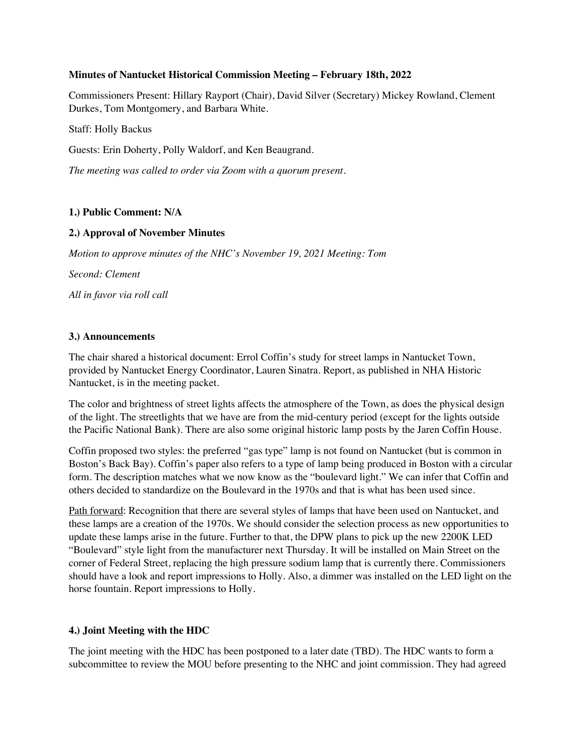**Minutes of Nantucket Historical Commission Meeting – February 18th, 2022**

Commissioners Present: Hillary Rayport (Chair), David Silver (Secretary) Mickey Rowland, Clement Durkes, Tom Montgomery, and Barbara White.

Staff: Holly Backus

Guests: Erin Doherty, Polly Waldorf, and Ken Beaugrand.

*The meeting was called to order via Zoom with a quorum present.*

**1.) Public Comment: N/A**

**2.) Approval of November Minutes**

*Motion to approve minutes of the NHC's November 19, 2021 Meeting: Tom*

*Second: Clement*

*All in favor via roll call*

**3.) Announcements**

The chair shared a historical document: Errol Coffin's study for street lamps in Nantucket Town, provided by Nantucket Energy Coordinator, Lauren Sinatra. Report, as published in NHA Historic Nantucket, is in the meeting packet.

The color and brightness of street lights affects the atmosphere of the Town, as does the physical design of the light. The streetlights that we have are from the mid-century period (except for the lights outside the Pacific National Bank). There are also some original historic lamp posts by the Jaren Coffin House.

Coffin proposed two styles: the preferred "gas type" lamp is not found on Nantucket (but is common in Boston's Back Bay). Coffin's paper also refers to a type of lamp being produced in Boston with a circular form. The description matches what we now know as the "boulevard light." We can infer that Coffin and others decided to standardize on the Boulevard in the 1970s and that is what has been used since.

<u>Path forward</u>: Recognition that there are several styles of lamps that have been used on Nantucket, and these lamps are a creation of the 1970s. We should consider the selection process as new opportunities to update these lamps arise in the future. Further to that, the DPW plans to pick up the new 2200K LED "Boulevard" style light from the manufacturer next Thursday. It will be installed on Main Street on the corner of Federal Street, replacing the high pressure sodium lamp that is currently there. Commissioners should have a look and report impressions to Holly. Also, a dimmer was installed on the LED light on the horse fountain. Report impressions to Holly.

**4.) Joint Meeting with the HDC**

The joint meeting with the HDC has been postponed to a later date (TBD). The HDC wants to form a subcommittee to review the MOU before presenting to the NHC and joint commission. They had agreed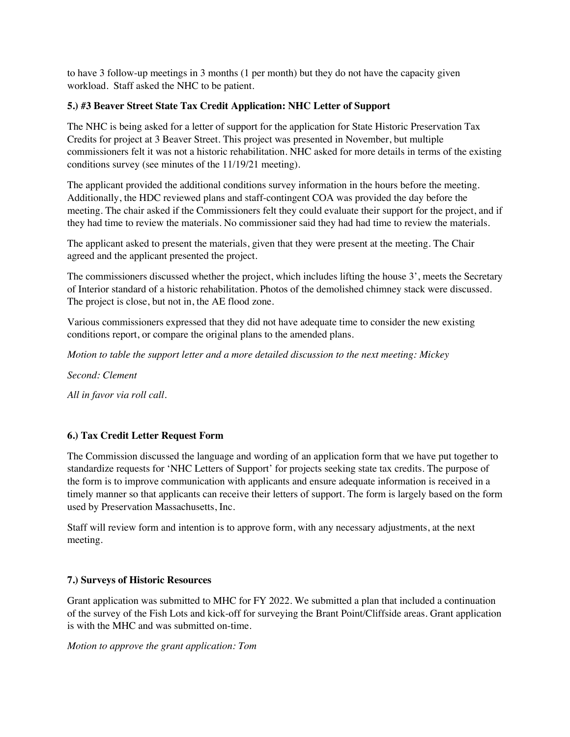to have 3 follow-up meetings in 3 months (1 per month) but they do not have the capacity given workload. Staff asked the NHC to be patient.

**5.) #3 Beaver Street State Tax Credit Application: NHC Letter of Support**

The NHC is being asked for a letter of support for the application for State Historic Preservation Tax Credits for project at 3 Beaver Street. This project was presented in November, but multiple commissioners felt it was not a historic rehabilitation. NHC asked for more details in terms of the existing conditions survey (see minutes of the 11/19/21 meeting).

The applicant provided the additional conditions survey information in the hours before the meeting. Additionally, the HDC reviewed plans and staff-contingent COA was provided the day before the meeting. The chair asked if the Commissioners felt they could evaluate their support for the project, and if they had time to review the materials. No commissioner said they had had time to review the materials.

The applicant asked to present the materials, given that they were present at the meeting. The Chair agreed and the applicant presented the project.

The commissioners discussed whether the project, which includes lifting the house 3', meets the Secretary of Interior standard of a historic rehabilitation. Photos of the demolished chimney stack were discussed. The project is close, but not in, the AE flood zone.

Various commissioners expressed that they did not have adequate time to consider the new existing conditions report, or compare the original plans to the amended plans.

*Motion to table the support letter and a more detailed discussion to the next meeting: Mickey*

*Second: Clement*

*All in favor via roll call.*

**6.) Tax Credit Letter Request Form**

The Commission discussed the language and wording of an application form that we have put together to standardize requests for 'NHC Letters of Support' for projects seeking state tax credits. The purpose of the form is to improve communication with applicants and ensure adequate information is received in a timely manner so that applicants can receive their letters of support. The form is largely based on the form used by Preservation Massachusetts, Inc.

Staff will review form and intention is to approve form, with any necessary adjustments, at the next meeting.

**7.) Surveys of Historic Resources**

Grant application was submitted to MHC for FY 2022. We submitted a plan that included a continuation of the survey of the Fish Lots and kick-off for surveying the Brant Point/Cliffside areas. Grant application is with the MHC and was submitted on-time.

*Motion to approve the grant application: Tom*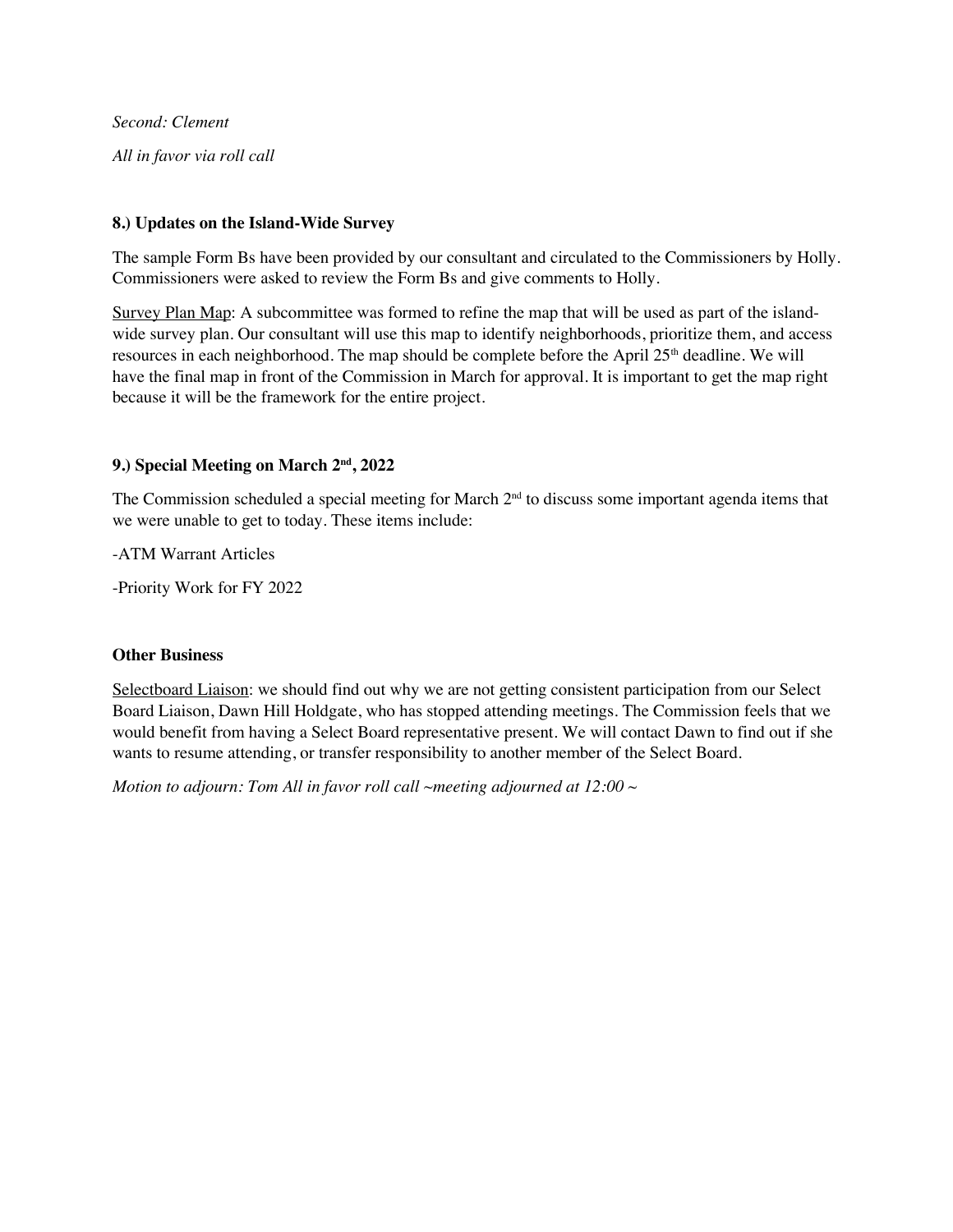*Second: Clement*

*All in favor via roll call*

**8.) Updates on the Island-Wide Survey**

The sample Form Bs have been provided by our consultant and circulated to the Commissioners by Holly. Commissioners were asked to review the Form Bs and give comments to Holly.

Survey Plan Map: A subcommittee was formed to refine the map that will be used as part of the island-wide survey plan. Our consultant will use this map to identify neighborhoods, prioritize them, and access resources in each neighborhood. The map should be complete before the April 25th deadline. We will have the final map in front of the Commission in March for approval. It is important to get the map right because it will be the framework for the entire project.

**9.) Special Meeting on March 2nd, 2022**

The Commission scheduled a special meeting for March 2nd to discuss some important agenda items that we were unable to get to today. These items include:

-ATM Warrant Articles

-Priority Work for FY 2022

**Other Business**

Selectboard Liaison: we should find out why we are not getting consistent participation from our Select Board Liaison, Dawn Hill Holdgate, who has stopped attending meetings. The Commission feels that we would benefit from having a Select Board representative present. We will contact Dawn to find out if she wants to resume attending, or transfer responsibility to another member of the Select Board.

*Motion to adjourn: Tom All in favor roll call ~meeting adjourned at 12:00 ~*